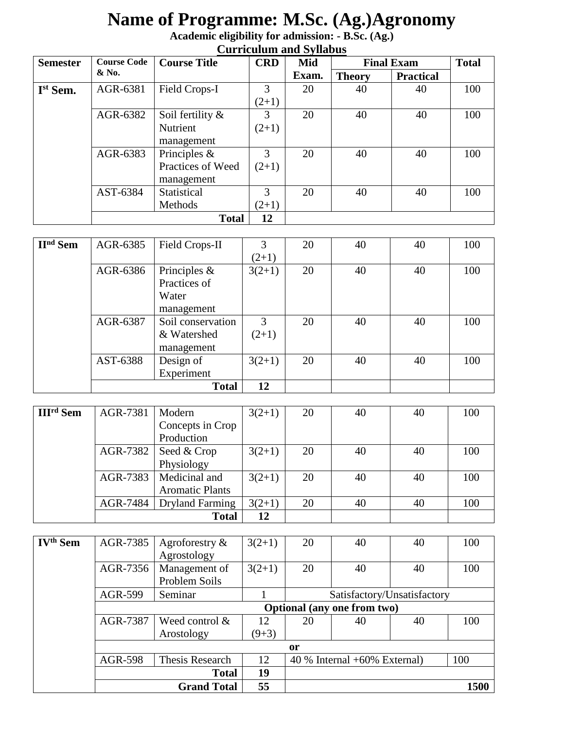# Name of Programme: M.Sc. (Ag.)Agronomy

**Academic eligibility for admission: - B.Sc. (Ag.)**

**Curriculum and Syllabus**

| Semester | Course Code & No. | Course Title | CRD | Mid Exam. | Final Exam | | Total |
|---|---|---|---|---|---|---|---|
| | | | | | Theory | Practical | |
| Ist Sem. | AGR-6381 | Field Crops-I | 3 (2+1) | 20 | 40 | 40 | 100 |
| | AGR-6382 | Soil fertility & Nutrient management | 3 (2+1) | 20 | 40 | 40 | 100 |
| | AGR-6383 | Principles & Practices of Weed management | 3 (2+1) | 20 | 40 | 40 | 100 |
| | AST-6384 | Statistical Methods | 3 (2+1) | 20 | 40 | 40 | 100 |
| | | **Total** | **12** | | | | |

| | | | | | | | |
|---|---|---|---|---|---|---|---|
| IInd Sem | AGR-6385 | Field Crops-II | 3 (2+1) | 20 | 40 | 40 | 100 |
| | AGR-6386 | Principles & Practices of Water management | 3(2+1) | 20 | 40 | 40 | 100 |
| | AGR-6387 | Soil conservation & Watershed management | 3 (2+1) | 20 | 40 | 40 | 100 |
| | AST-6388 | Design of Experiment | 3(2+1) | 20 | 40 | 40 | 100 |
| | | **Total** | **12** | | | | |

| | | | | | | | |
|---|---|---|---|---|---|---|---|
| IIIrd Sem | AGR-7381 | Modern Concepts in Crop Production | 3(2+1) | 20 | 40 | 40 | 100 |
| | AGR-7382 | Seed & Crop Physiology | 3(2+1) | 20 | 40 | 40 | 100 |
| | AGR-7383 | Medicinal and Aromatic Plants | 3(2+1) | 20 | 40 | 40 | 100 |
| | AGR-7484 | Dryland Farming | 3(2+1) | 20 | 40 | 40 | 100 |
| | | **Total** | **12** | | | | |

| | | | | | | | |
|---|---|---|---|---|---|---|---|
| IVth Sem | AGR-7385 | Agroforestry & Agrostology | 3(2+1) | 20 | 40 | 40 | 100 |
| | AGR-7356 | Management of Problem Soils | 3(2+1) | 20 | 40 | 40 | 100 |
| | AGR-599 | Seminar | 1 | Satisfactory/Unsatisfactory | | | |
| | **Optional (any one from two)** | | | | | | |
| | AGR-7387 | Weed control & Arostology | 12 (9+3) | 20 | 40 | 40 | 100 |
| | **or** | | | | | | |
| | AGR-598 | Thesis Research | 12 | 40 % Internal +60% External) | | | 100 |
| | | **Total** | **19** | | | | |
| | | **Grand Total** | **55** | | | | **1500** |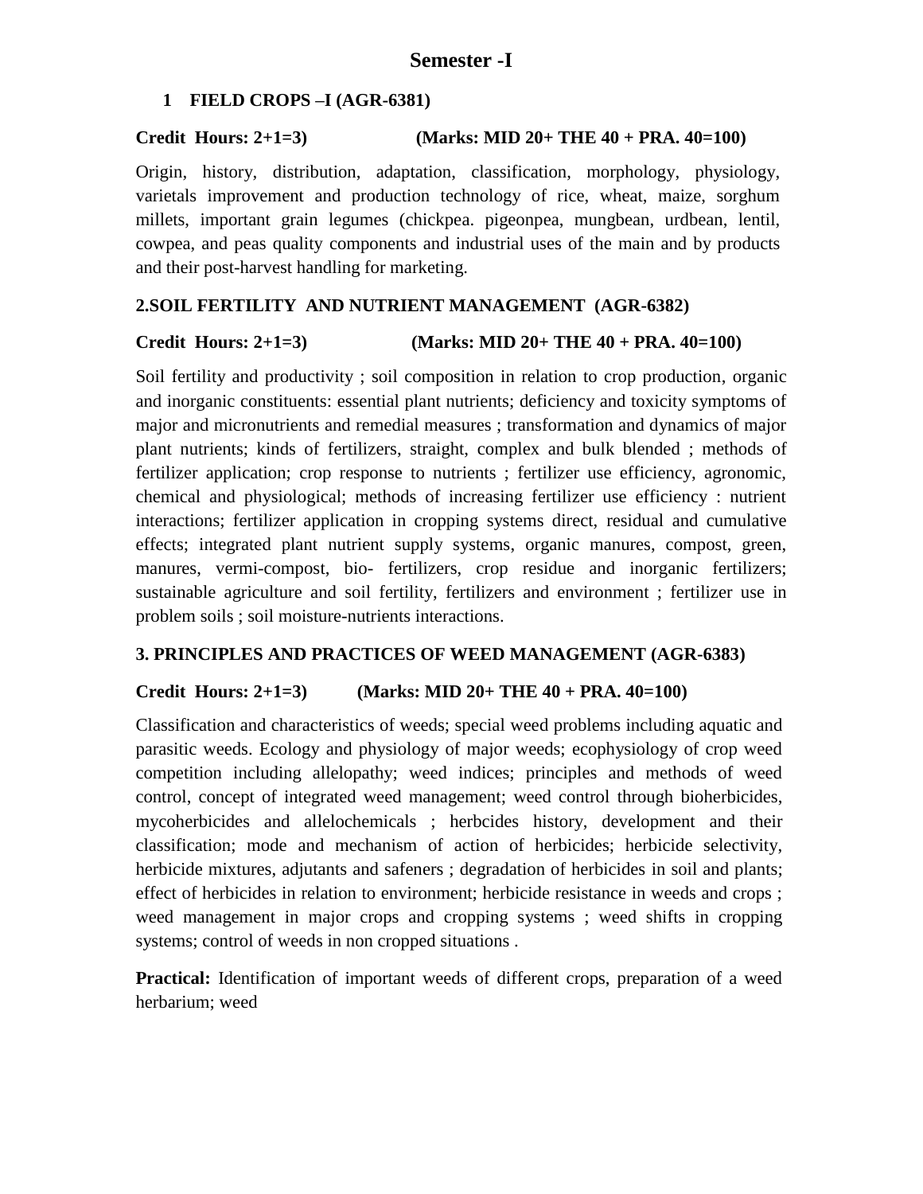# Semester -I

## 1 FIELD CROPS –I (AGR-6381)

**Credit Hours: 2+1=3) (Marks: MID 20+ THE 40 + PRA. 40=100)**

Origin, history, distribution, adaptation, classification, morphology, physiology, varietals improvement and production technology of rice, wheat, maize, sorghum millets, important grain legumes (chickpea. pigeonpea, mungbean, urdbean, lentil, cowpea, and peas quality components and industrial uses of the main and by products and their post-harvest handling for marketing.

## 2.SOIL FERTILITY AND NUTRIENT MANAGEMENT (AGR-6382)

**Credit Hours: 2+1=3) (Marks: MID 20+ THE 40 + PRA. 40=100)**

Soil fertility and productivity ; soil composition in relation to crop production, organic and inorganic constituents: essential plant nutrients; deficiency and toxicity symptoms of major and micronutrients and remedial measures ; transformation and dynamics of major plant nutrients; kinds of fertilizers, straight, complex and bulk blended ; methods of fertilizer application; crop response to nutrients ; fertilizer use efficiency, agronomic, chemical and physiological; methods of increasing fertilizer use efficiency : nutrient interactions; fertilizer application in cropping systems direct, residual and cumulative effects; integrated plant nutrient supply systems, organic manures, compost, green, manures, vermi-compost, bio- fertilizers, crop residue and inorganic fertilizers; sustainable agriculture and soil fertility, fertilizers and environment ; fertilizer use in problem soils ; soil moisture-nutrients interactions.

## 3. PRINCIPLES AND PRACTICES OF WEED MANAGEMENT (AGR-6383)

**Credit Hours: 2+1=3) (Marks: MID 20+ THE 40 + PRA. 40=100)**

Classification and characteristics of weeds; special weed problems including aquatic and parasitic weeds. Ecology and physiology of major weeds; ecophysiology of crop weed competition including allelopathy; weed indices; principles and methods of weed control, concept of integrated weed management; weed control through bioherbicides, mycoherbicides and allelochemicals ; herbcides history, development and their classification; mode and mechanism of action of herbicides; herbicide selectivity, herbicide mixtures, adjutants and safeners ; degradation of herbicides in soil and plants; effect of herbicides in relation to environment; herbicide resistance in weeds and crops ; weed management in major crops and cropping systems ; weed shifts in cropping systems; control of weeds in non cropped situations .

**Practical:** Identification of important weeds of different crops, preparation of a weed herbarium; weed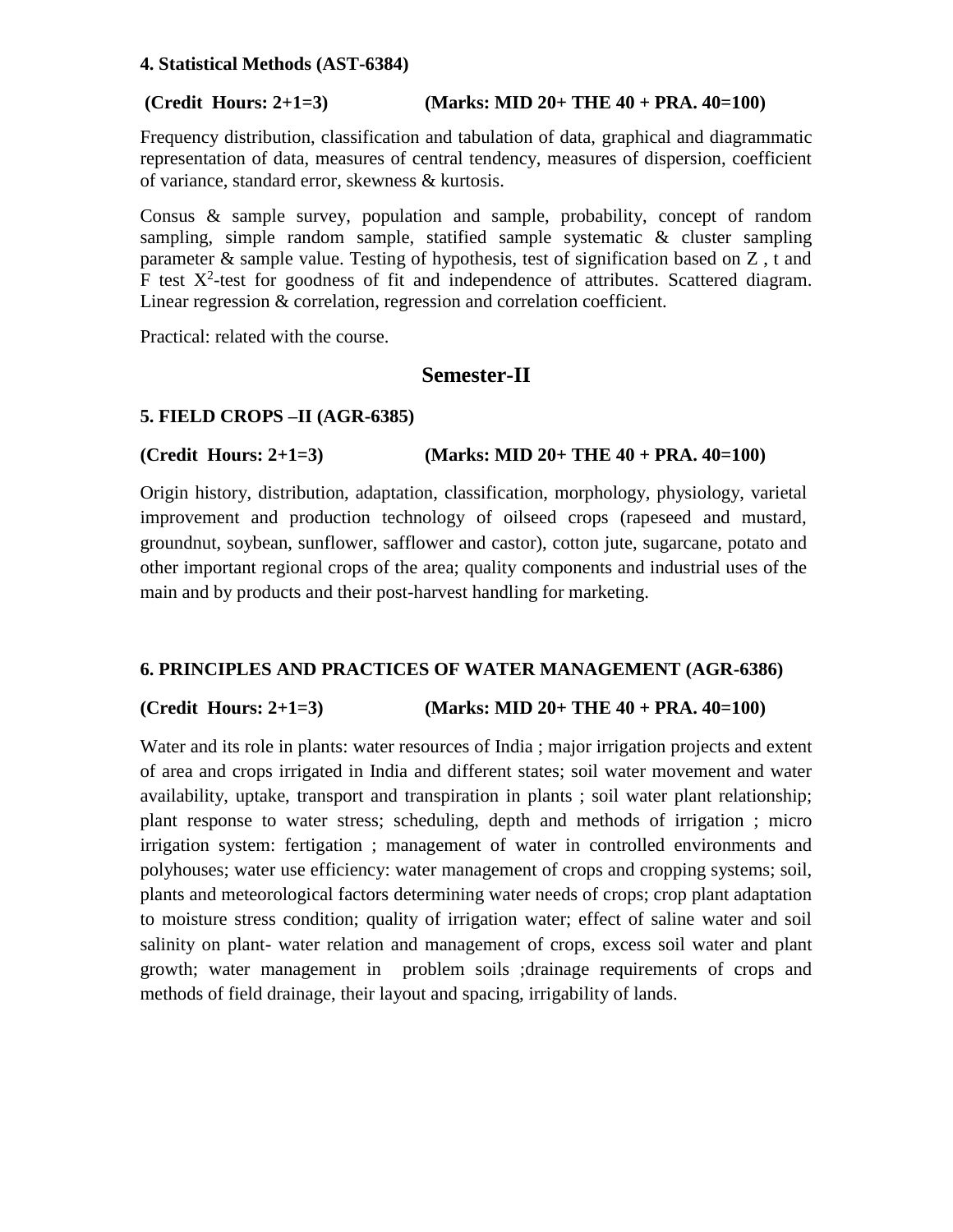**4. Statistical Methods (AST-6384)**

**(Credit Hours: 2+1=3) (Marks: MID 20+ THE 40 + PRA. 40=100)**

Frequency distribution, classification and tabulation of data, graphical and diagrammatic representation of data, measures of central tendency, measures of dispersion, coefficient of variance, standard error, skewness & kurtosis.

Consus & sample survey, population and sample, probability, concept of random sampling, simple random sample, statified sample systematic & cluster sampling parameter & sample value. Testing of hypothesis, test of signification based on Z , t and F test $X^2$-test for goodness of fit and independence of attributes. Scattered diagram. Linear regression & correlation, regression and correlation coefficient.

Practical: related with the course.

## Semester-II

**5. FIELD CROPS –II (AGR-6385)**

**(Credit Hours: 2+1=3) (Marks: MID 20+ THE 40 + PRA. 40=100)**

Origin history, distribution, adaptation, classification, morphology, physiology, varietal improvement and production technology of oilseed crops (rapeseed and mustard, groundnut, soybean, sunflower, safflower and castor), cotton jute, sugarcane, potato and other important regional crops of the area; quality components and industrial uses of the main and by products and their post-harvest handling for marketing.

**6. PRINCIPLES AND PRACTICES OF WATER MANAGEMENT (AGR-6386)**

**(Credit Hours: 2+1=3) (Marks: MID 20+ THE 40 + PRA. 40=100)**

Water and its role in plants: water resources of India ; major irrigation projects and extent of area and crops irrigated in India and different states; soil water movement and water availability, uptake, transport and transpiration in plants ; soil water plant relationship; plant response to water stress; scheduling, depth and methods of irrigation ; micro irrigation system: fertigation ; management of water in controlled environments and polyhouses; water use efficiency: water management of crops and cropping systems; soil, plants and meteorological factors determining water needs of crops; crop plant adaptation to moisture stress condition; quality of irrigation water; effect of saline water and soil salinity on plant- water relation and management of crops, excess soil water and plant growth; water management in problem soils ;drainage requirements of crops and methods of field drainage, their layout and spacing, irrigability of lands.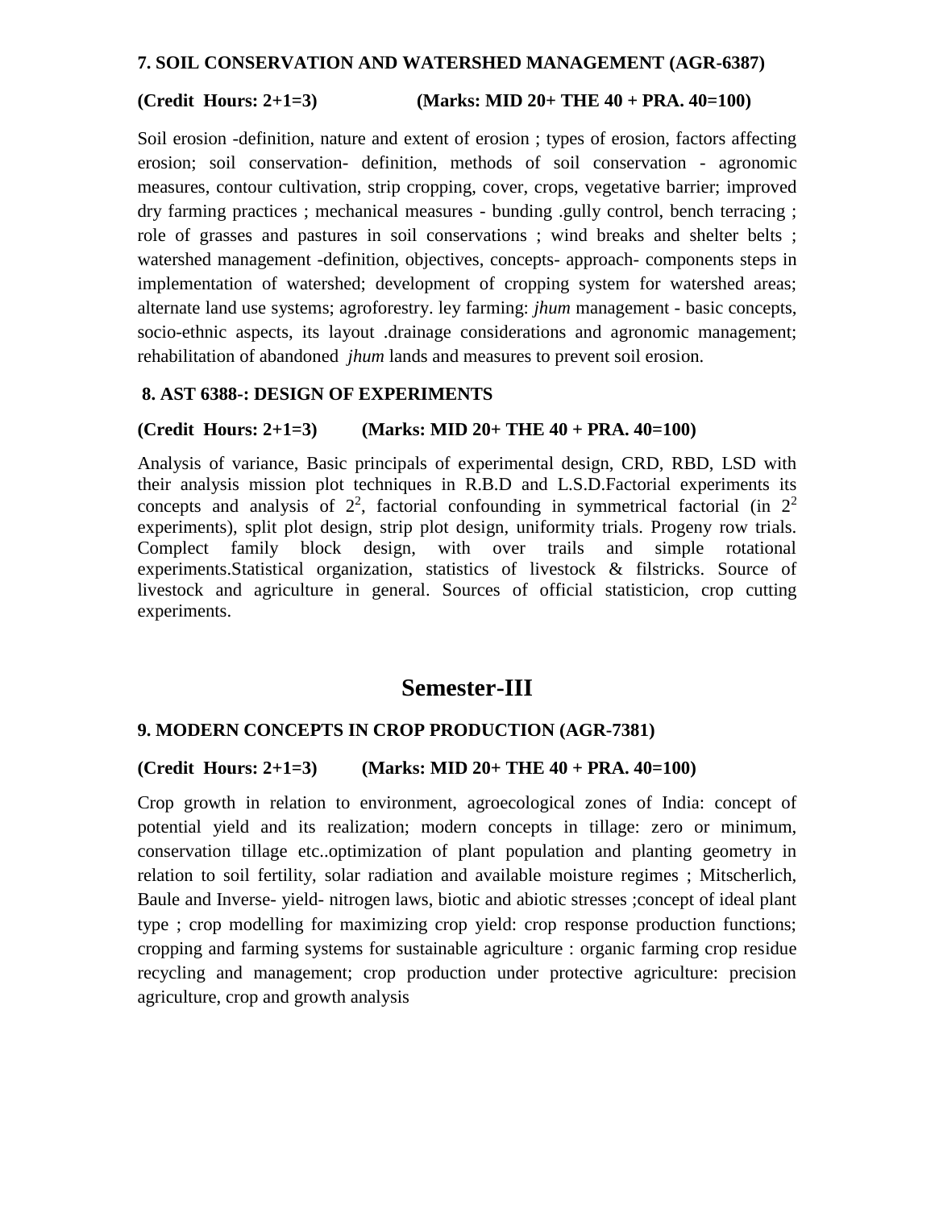**7. SOIL CONSERVATION AND WATERSHED MANAGEMENT (AGR-6387)**

**(Credit Hours: 2+1=3) (Marks: MID 20+ THE 40 + PRA. 40=100)**

Soil erosion -definition, nature and extent of erosion ; types of erosion, factors affecting erosion; soil conservation- definition, methods of soil conservation - agronomic measures, contour cultivation, strip cropping, cover, crops, vegetative barrier; improved dry farming practices ; mechanical measures - bunding .gully control, bench terracing ; role of grasses and pastures in soil conservations ; wind breaks and shelter belts ; watershed management -definition, objectives, concepts- approach- components steps in implementation of watershed; development of cropping system for watershed areas; alternate land use systems; agroforestry. ley farming: *jhum* management - basic concepts, socio-ethnic aspects, its layout .drainage considerations and agronomic management; rehabilitation of abandoned *jhum* lands and measures to prevent soil erosion.

**8. AST 6388-: DESIGN OF EXPERIMENTS**

**(Credit Hours: 2+1=3) (Marks: MID 20+ THE 40 + PRA. 40=100)**

Analysis of variance, Basic principals of experimental design, CRD, RBD, LSD with their analysis mission plot techniques in R.B.D and L.S.D.Factorial experiments its concepts and analysis of $2^2$, factorial confounding in symmetrical factorial (in $2^2$ experiments), split plot design, strip plot design, uniformity trials. Progeny row trials. Complect family block design, with over trails and simple rotational experiments.Statistical organization, statistics of livestock & filstricks. Source of livestock and agriculture in general. Sources of official statisticion, crop cutting experiments.

## Semester-III

**9. MODERN CONCEPTS IN CROP PRODUCTION (AGR-7381)**

**(Credit Hours: 2+1=3) (Marks: MID 20+ THE 40 + PRA. 40=100)**

Crop growth in relation to environment, agroecological zones of India: concept of potential yield and its realization; modern concepts in tillage: zero or minimum, conservation tillage etc..optimization of plant population and planting geometry in relation to soil fertility, solar radiation and available moisture regimes ; Mitscherlich, Baule and Inverse- yield- nitrogen laws, biotic and abiotic stresses ;concept of ideal plant type ; crop modelling for maximizing crop yield: crop response production functions; cropping and farming systems for sustainable agriculture : organic farming crop residue recycling and management; crop production under protective agriculture: precision agriculture, crop and growth analysis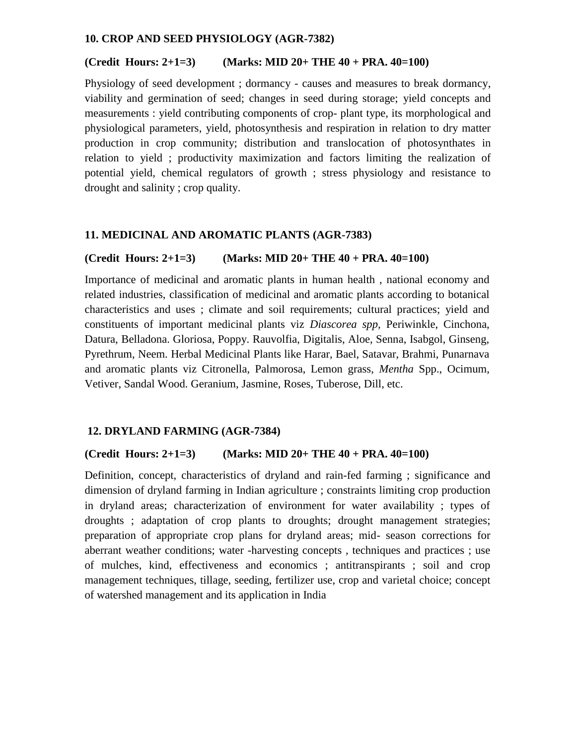### 10. CROP AND SEED PHYSIOLOGY (AGR-7382)

**(Credit Hours: 2+1=3) (Marks: MID 20+ THE 40 + PRA. 40=100)**

Physiology of seed development ; dormancy - causes and measures to break dormancy, viability and germination of seed; changes in seed during storage; yield concepts and measurements : yield contributing components of crop- plant type, its morphological and physiological parameters, yield, photosynthesis and respiration in relation to dry matter production in crop community; distribution and translocation of photosynthates in relation to yield ; productivity maximization and factors limiting the realization of potential yield, chemical regulators of growth ; stress physiology and resistance to drought and salinity ; crop quality.

### 11. MEDICINAL AND AROMATIC PLANTS (AGR-7383)

**(Credit Hours: 2+1=3) (Marks: MID 20+ THE 40 + PRA. 40=100)**

Importance of medicinal and aromatic plants in human health , national economy and related industries, classification of medicinal and aromatic plants according to botanical characteristics and uses ; climate and soil requirements; cultural practices; yield and constituents of important medicinal plants viz *Diascorea spp,* Periwinkle, Cinchona, Datura, Belladona. Gloriosa, Poppy. Rauvolfia, Digitalis, Aloe, Senna, Isabgol, Ginseng, Pyrethrum, Neem. Herbal Medicinal Plants like Harar, Bael, Satavar, Brahmi, Punarnava and aromatic plants viz Citronella, Palmorosa, Lemon grass, *Mentha* Spp., Ocimum, Vetiver, Sandal Wood. Geranium, Jasmine, Roses, Tuberose, Dill, etc.

### 12. DRYLAND FARMING (AGR-7384)

**(Credit Hours: 2+1=3) (Marks: MID 20+ THE 40 + PRA. 40=100)**

Definition, concept, characteristics of dryland and rain-fed farming ; significance and dimension of dryland farming in Indian agriculture ; constraints limiting crop production in dryland areas; characterization of environment for water availability ; types of droughts ; adaptation of crop plants to droughts; drought management strategies; preparation of appropriate crop plans for dryland areas; mid- season corrections for aberrant weather conditions; water -harvesting concepts , techniques and practices ; use of mulches, kind, effectiveness and economics ; antitranspirants ; soil and crop management techniques, tillage, seeding, fertilizer use, crop and varietal choice; concept of watershed management and its application in India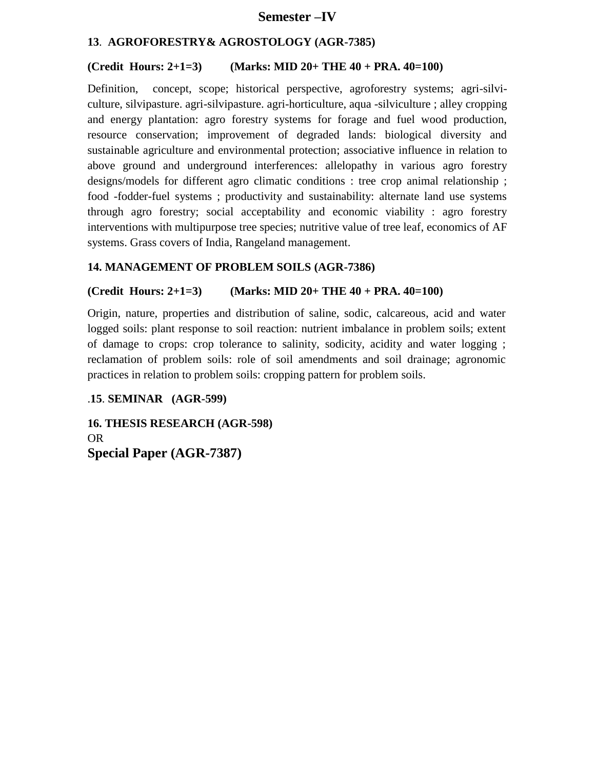# Semester –IV

**13. AGROFORESTRY& AGROSTOLOGY (AGR-7385)**

**(Credit Hours: 2+1=3) (Marks: MID 20+ THE 40 + PRA. 40=100)**

Definition, concept, scope; historical perspective, agroforestry systems; agri-silvi-culture, silvipasture. agri-silvipasture. agri-horticulture, aqua -silviculture ; alley cropping and energy plantation: agro forestry systems for forage and fuel wood production, resource conservation; improvement of degraded lands: biological diversity and sustainable agriculture and environmental protection; associative influence in relation to above ground and underground interferences: allelopathy in various agro forestry designs/models for different agro climatic conditions : tree crop animal relationship ; food -fodder-fuel systems ; productivity and sustainability: alternate land use systems through agro forestry; social acceptability and economic viability : agro forestry interventions with multipurpose tree species; nutritive value of tree leaf, economics of AF systems. Grass covers of India, Rangeland management.

**14. MANAGEMENT OF PROBLEM SOILS (AGR-7386)**

**(Credit Hours: 2+1=3) (Marks: MID 20+ THE 40 + PRA. 40=100)**

Origin, nature, properties and distribution of saline, sodic, calcareous, acid and water logged soils: plant response to soil reaction: nutrient imbalance in problem soils; extent of damage to crops: crop tolerance to salinity, sodicity, acidity and water logging ; reclamation of problem soils: role of soil amendments and soil drainage; agronomic practices in relation to problem soils: cropping pattern for problem soils.

.**15. SEMINAR (AGR-599)**

**16. THESIS RESEARCH (AGR-598)**
OR
**Special Paper (AGR-7387)**